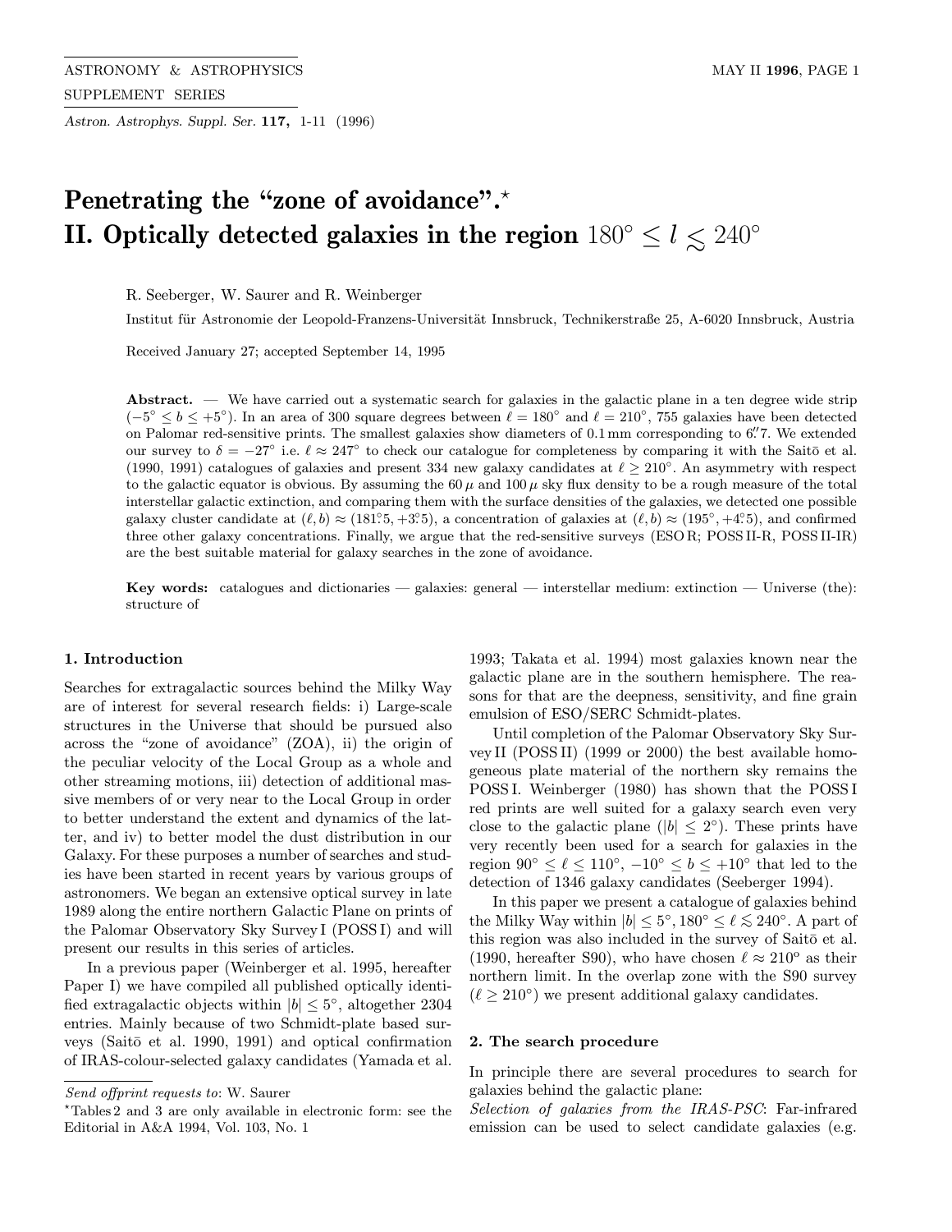# Penetrating the "zone of avoidance".*
# II. Optically detected galaxies in the region $180^\circ \leq l \lesssim 240^\circ$

R. Seeberger, W. Saurer and R. Weinberger

Institut für Astronomie der Leopold-Franzens-Universität Innsbruck, Technikerstraße 25, A-6020 Innsbruck, Austria

Received January 27; accepted September 14, 1995

**Abstract.** — We have carried out a systematic search for galaxies in the galactic plane in a ten degree wide strip ($-5^\circ \leq b \leq +5^\circ$). In an area of 300 square degrees between $\ell = 180^\circ$ and $\ell = 210^\circ$, 755 galaxies have been detected on Palomar red-sensitive prints. The smallest galaxies show diameters of 0.1 mm corresponding to $6\farcs7$. We extended our survey to $\delta = -27^\circ$ i.e. $\ell \approx 247^\circ$ to check our catalogue for completeness by comparing it with the Saitō et al. (1990, 1991) catalogues of galaxies and present 334 new galaxy candidates at $\ell \geq 210^\circ$. An asymmetry with respect to the galactic equator is obvious. By assuming the $60\,\mu$ and $100\,\mu$ sky flux density to be a rough measure of the total interstellar galactic extinction, and comparing them with the surface densities of the galaxies, we detected one possible galaxy cluster candidate at $(\ell, b) \approx (181\fdg5, +3\fdg5)$, a concentration of galaxies at $(\ell, b) \approx (195^\circ, +4\fdg5)$, and confirmed three other galaxy concentrations. Finally, we argue that the red-sensitive surveys (ESO R; POSS II-R, POSS II-IR) are the best suitable material for galaxy searches in the zone of avoidance.

**Key words:** catalogues and dictionaries — galaxies: general — interstellar medium: extinction — Universe (the): structure of

## 1. Introduction

Searches for extragalactic sources behind the Milky Way are of interest for several research fields: i) Large-scale structures in the Universe that should be pursued also across the "zone of avoidance" (ZOA), ii) the origin of the peculiar velocity of the Local Group as a whole and other streaming motions, iii) detection of additional massive members of or very near to the Local Group in order to better understand the extent and dynamics of the latter, and iv) to better model the dust distribution in our Galaxy. For these purposes a number of searches and studies have been started in recent years by various groups of astronomers. We began an extensive optical survey in late 1989 along the entire northern Galactic Plane on prints of the Palomar Observatory Sky Survey I (POSS I) and will present our results in this series of articles.

In a previous paper (Weinberger et al. 1995, hereafter Paper I) we have compiled all published optically identified extragalactic objects within $|b| \leq 5^\circ$, altogether 2304 entries. Mainly because of two Schmidt-plate based surveys (Saitō et al. 1990, 1991) and optical confirmation of IRAS-colour-selected galaxy candidates (Yamada et al. 1993; Takata et al. 1994) most galaxies known near the galactic plane are in the southern hemisphere. The reasons for that are the deepness, sensitivity, and fine grain emulsion of ESO/SERC Schmidt-plates.

Until completion of the Palomar Observatory Sky Survey II (POSS II) (1999 or 2000) the best available homogeneous plate material of the northern sky remains the POSS I. Weinberger (1980) has shown that the POSS I red prints are well suited for a galaxy search even very close to the galactic plane ($|b| \leq 2^\circ$). These prints have very recently been used for a search for galaxies in the region $90^\circ \leq \ell \leq 110^\circ$, $-10^\circ \leq b \leq +10^\circ$ that led to the detection of 1346 galaxy candidates (Seeberger 1994).

In this paper we present a catalogue of galaxies behind the Milky Way within $|b| \leq 5^\circ, 180^\circ \leq \ell \lesssim 240^\circ$. A part of this region was also included in the survey of Saitō et al. (1990, hereafter S90), who have chosen $\ell \approx 210^\circ$ as their northern limit. In the overlap zone with the S90 survey ($\ell \geq 210^\circ$) we present additional galaxy candidates.

## 2. The search procedure

In principle there are several procedures to search for galaxies behind the galactic plane:

*Selection of galaxies from the IRAS-PSC*: Far-infrared emission can be used to select candidate galaxies (e.g.

---

*Send offprint requests to*: W. Saurer

*Tables 2 and 3 are only available in electronic form: see the Editorial in A&A 1994, Vol. 103, No. 1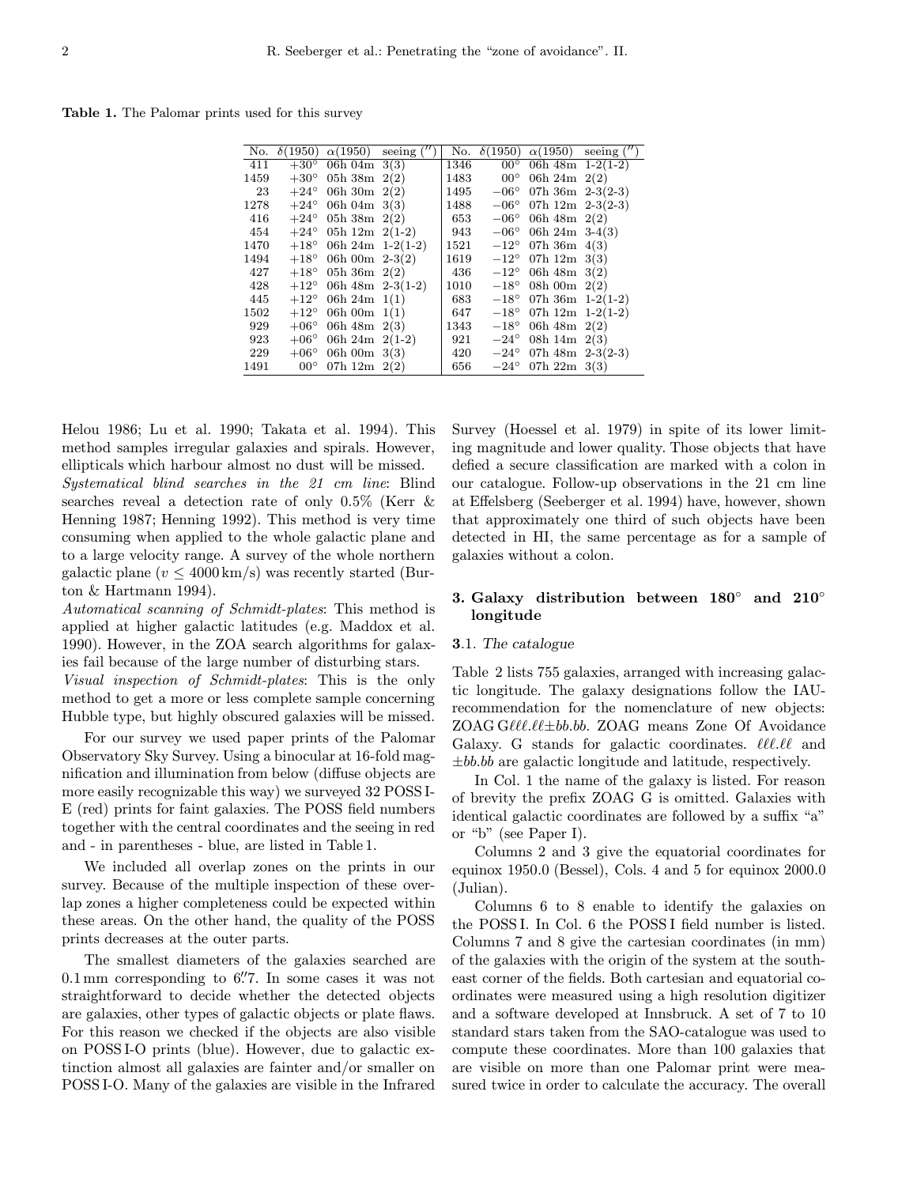**Table 1.** The Palomar prints used for this survey

| No. | δ(1950) | α(1950) | seeing (″) | No. | δ(1950) | α(1950) | seeing (″) |
|---|---|---|---|---|---|---|---|
| 411 | +30° | 06h 04m | 3(3) | 1346 | 00° | 06h 48m | 1-2(1-2) |
| 1459 | +30° | 05h 38m | 2(2) | 1483 | 00° | 06h 24m | 2(2) |
| 23 | +24° | 06h 30m | 2(2) | 1495 | −06° | 07h 36m | 2-3(2-3) |
| 1278 | +24° | 06h 04m | 3(3) | 1488 | −06° | 07h 12m | 2-3(2-3) |
| 416 | +24° | 05h 38m | 2(2) | 653 | −06° | 06h 48m | 2(2) |
| 454 | +24° | 05h 12m | 2(1-2) | 943 | −06° | 06h 24m | 3-4(3) |
| 1470 | +18° | 06h 24m | 1-2(1-2) | 1521 | −12° | 07h 36m | 4(3) |
| 1494 | +18° | 06h 00m | 2-3(2) | 1619 | −12° | 07h 12m | 3(3) |
| 427 | +18° | 05h 36m | 2(2) | 436 | −12° | 06h 48m | 3(2) |
| 428 | +12° | 06h 48m | 2-3(1-2) | 1010 | −18° | 08h 00m | 2(2) |
| 445 | +12° | 06h 24m | 1(1) | 683 | −18° | 07h 36m | 1-2(1-2) |
| 1502 | +12° | 06h 00m | 1(1) | 647 | −18° | 07h 12m | 1-2(1-2) |
| 929 | +06° | 06h 48m | 2(3) | 1343 | −18° | 06h 48m | 2(2) |
| 923 | +06° | 06h 24m | 2(1-2) | 921 | −24° | 08h 14m | 2(3) |
| 229 | +06° | 06h 00m | 3(3) | 420 | −24° | 07h 48m | 2-3(2-3) |
| 1491 | 00° | 07h 12m | 2(2) | 656 | −24° | 07h 22m | 3(3) |

Helou 1986; Lu et al. 1990; Takata et al. 1994). This method samples irregular galaxies and spirals. However, ellipticals which harbour almost no dust will be missed.

*Systematical blind searches in the 21 cm line*: Blind searches reveal a detection rate of only 0.5% (Kerr & Henning 1987; Henning 1992). This method is very time consuming when applied to the whole galactic plane and to a large velocity range. A survey of the whole northern galactic plane ($v \leq 4000$ km/s) was recently started (Burton & Hartmann 1994).

*Automatical scanning of Schmidt-plates*: This method is applied at higher galactic latitudes (e.g. Maddox et al. 1990). However, in the ZOA search algorithms for galaxies fail because of the large number of disturbing stars.

*Visual inspection of Schmidt-plates*: This is the only method to get a more or less complete sample concerning Hubble type, but highly obscured galaxies will be missed.

For our survey we used paper prints of the Palomar Observatory Sky Survey. Using a binocular at 16-fold magnification and illumination from below (diffuse objects are more easily recognizable this way) we surveyed 32 POSS I-E (red) prints for faint galaxies. The POSS field numbers together with the central coordinates and the seeing in red and - in parentheses - blue, are listed in Table 1.

We included all overlap zones on the prints in our survey. Because of the multiple inspection of these overlap zones a higher completeness could be expected within these areas. On the other hand, the quality of the POSS prints decreases at the outer parts.

The smallest diameters of the galaxies searched are 0.1 mm corresponding to 6.″7. In some cases it was not straightforward to decide whether the detected objects are galaxies, other types of galactic objects or plate flaws. For this reason we checked if the objects are also visible on POSS I-O prints (blue). However, due to galactic extinction almost all galaxies are fainter and/or smaller on POSS I-O. Many of the galaxies are visible in the Infrared Survey (Hoessel et al. 1979) in spite of its lower limiting magnitude and lower quality. Those objects that have defied a secure classification are marked with a colon in our catalogue. Follow-up observations in the 21 cm line at Effelsberg (Seeberger et al. 1994) have, however, shown that approximately one third of such objects have been detected in HI, the same percentage as for a sample of galaxies without a colon.

## 3. Galaxy distribution between 180° and 210° longitude

### 3.1. The catalogue

Table 2 lists 755 galaxies, arranged with increasing galactic longitude. The galaxy designations follow the IAU-recommendation for the nomenclature of new objects: ZOAG G*ℓℓℓ.ℓℓ*±*bb.bb*. ZOAG means Zone Of Avoidance Galaxy. G stands for galactic coordinates. *ℓℓℓ.ℓℓ* and ±*bb.bb* are galactic longitude and latitude, respectively.

In Col. 1 the name of the galaxy is listed. For reason of brevity the prefix ZOAG G is omitted. Galaxies with identical galactic coordinates are followed by a suffix "a" or "b" (see Paper I).

Columns 2 and 3 give the equatorial coordinates for equinox 1950.0 (Bessel), Cols. 4 and 5 for equinox 2000.0 (Julian).

Columns 6 to 8 enable to identify the galaxies on the POSS I. In Col. 6 the POSS I field number is listed. Columns 7 and 8 give the cartesian coordinates (in mm) of the galaxies with the origin of the system at the southeast corner of the fields. Both cartesian and equatorial coordinates were measured using a high resolution digitizer and a software developed at Innsbruck. A set of 7 to 10 standard stars taken from the SAO-catalogue was used to compute these coordinates. More than 100 galaxies that are visible on more than one Palomar print were measured twice in order to calculate the accuracy. The overall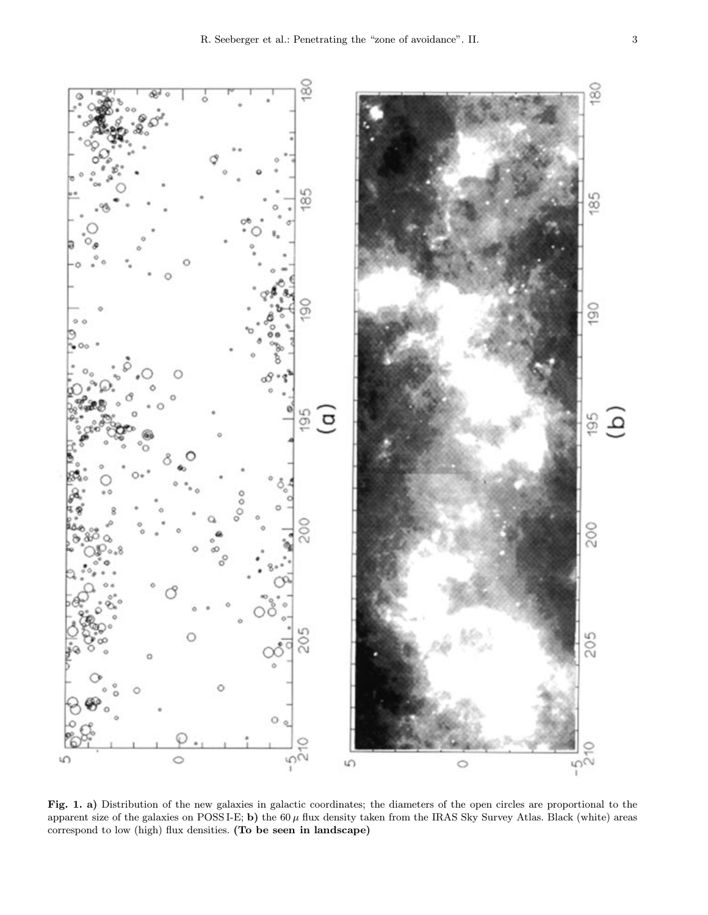**Fig. 1. a)** Distribution of the new galaxies in galactic coordinates; the diameters of the open circles are proportional to the apparent size of the galaxies on POSS I-E; **b)** the 60 $\mu$ flux density taken from the IRAS Sky Survey Atlas. Black (white) areas correspond to low (high) flux densities. **(To be seen in landscape)**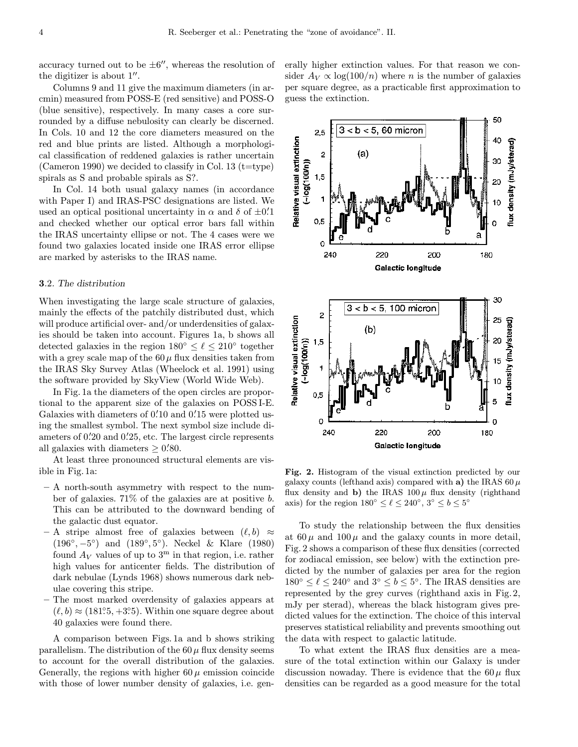accuracy turned out to be $\pm 6''$, whereas the resolution of the digitizer is about $1''$.

Columns 9 and 11 give the maximum diameters (in arcmin) measured from POSS-E (red sensitive) and POSS-O (blue sensitive), respectively. In many cases a core surrounded by a diffuse nebulosity can clearly be discerned. In Cols. 10 and 12 the core diameters measured on the red and blue prints are listed. Although a morphological classification of reddened galaxies is rather uncertain (Cameron 1990) we decided to classify in Col. 13 (t=type) spirals as S and probable spirals as S?.

In Col. 14 both usual galaxy names (in accordance with Paper I) and IRAS-PSC designations are listed. We used an optical positional uncertainty in $\alpha$ and $\delta$ of $\pm 0\rlap{.}'1$ and checked whether our optical error bars fall within the IRAS uncertainty ellipse or not. The 4 cases were we found two galaxies located inside one IRAS error ellipse are marked by asterisks to the IRAS name.

### 3.2. *The distribution*

When investigating the large scale structure of galaxies, mainly the effects of the patchily distributed dust, which will produce artificial over- and/or underdensities of galaxies should be taken into account. Figures 1a, b shows all detected galaxies in the region $180^\circ \le \ell \le 210^\circ$ together with a grey scale map of the $60\,\mu$ flux densities taken from the IRAS Sky Survey Atlas (Wheelock et al. 1991) using the software provided by SkyView (World Wide Web).

In Fig. 1a the diameters of the open circles are proportional to the apparent size of the galaxies on POSS I-E. Galaxies with diameters of $0\rlap{.}'10$ and $0\rlap{.}'15$ were plotted using the smallest symbol. The next symbol size include diameters of $0\rlap{.}'20$ and $0\rlap{.}'25$, etc. The largest circle represents all galaxies with diameters $\ge 0\rlap{.}'80$.

At least three pronounced structural elements are visible in Fig. 1a:

- A north-south asymmetry with respect to the number of galaxies. 71% of the galaxies are at positive $b$. This can be attributed to the downward bending of the galactic dust equator.
- A stripe almost free of galaxies between $(\ell, b) \approx (196^\circ, -5^\circ)$ and $(189^\circ, 5^\circ)$. Neckel & Klare (1980) found $A_V$ values of up to $3^{\rm m}$ in that region, i.e. rather high values for anticenter fields. The distribution of dark nebulae (Lynds 1968) shows numerous dark nebulae covering this stripe.
- The most marked overdensity of galaxies appears at $(\ell, b) \approx (181\rlap{.}^\circ5, +3\rlap{.}^\circ5)$. Within one square degree about 40 galaxies were found there.

A comparison between Figs. 1a and b shows striking parallelism. The distribution of the $60\,\mu$ flux density seems to account for the overall distribution of the galaxies. Generally, the regions with higher $60\,\mu$ emission coincide with those of lower number density of galaxies, i.e. generally higher extinction values. For that reason we consider $A_V \propto \log(100/n)$ where $n$ is the number of galaxies per square degree, as a practicable first approximation to guess the extinction.

**Fig. 2.** Histogram of the visual extinction predicted by our galaxy counts (lefthand axis) compared with **a)** the IRAS $60\,\mu$ flux density and **b)** the IRAS $100\,\mu$ flux density (righthand axis) for the region $180^\circ \le \ell \le 240^\circ$, $3^\circ \le b \le 5^\circ$

To study the relationship between the flux densities at $60\,\mu$ and $100\,\mu$ and the galaxy counts in more detail, Fig. 2 shows a comparison of these flux densities (corrected for zodiacal emission, see below) with the extinction predicted by the number of galaxies per area for the region $180^\circ \le \ell \le 240^\circ$ and $3^\circ \le b \le 5^\circ$. The IRAS densities are represented by the grey curves (righthand axis in Fig. 2, mJy per sterad), whereas the black histogram gives predicted values for the extinction. The choice of this interval preserves statistical reliability and prevents smoothing out the data with respect to galactic latitude.

To what extent the IRAS flux densities are a measure of the total extinction within our Galaxy is under discussion nowaday. There is evidence that the $60\,\mu$ flux densities can be regarded as a good measure for the total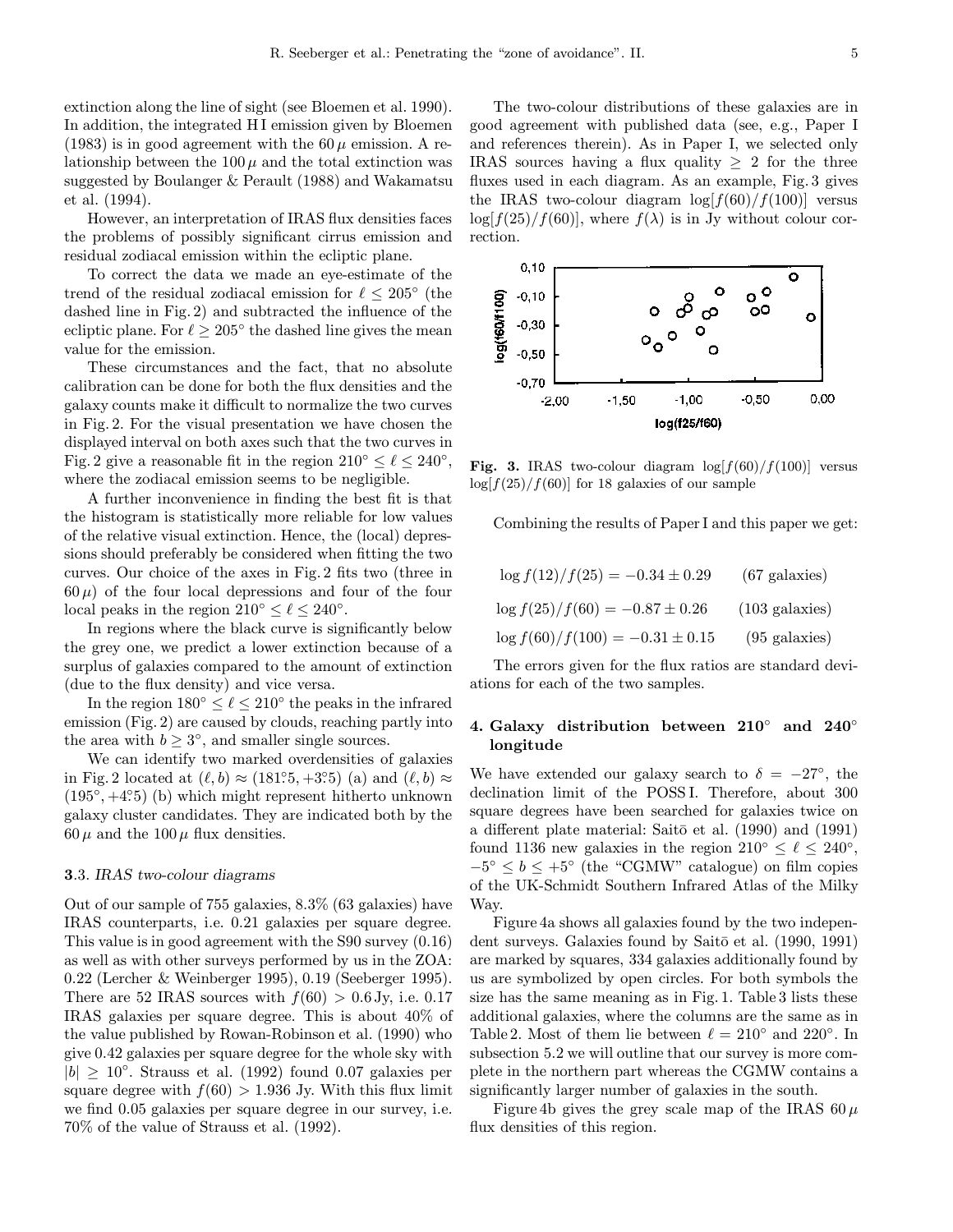extinction along the line of sight (see Bloemen et al. 1990). In addition, the integrated H I emission given by Bloemen (1983) is in good agreement with the $60\,\mu$ emission. A relationship between the $100\,\mu$ and the total extinction was suggested by Boulanger & Perault (1988) and Wakamatsu et al. (1994).

However, an interpretation of IRAS flux densities faces the problems of possibly significant cirrus emission and residual zodiacal emission within the ecliptic plane.

To correct the data we made an eye-estimate of the trend of the residual zodiacal emission for $\ell \leq 205^\circ$ (the dashed line in Fig. 2) and subtracted the influence of the ecliptic plane. For $\ell \geq 205^\circ$ the dashed line gives the mean value for the emission.

These circumstances and the fact, that no absolute calibration can be done for both the flux densities and the galaxy counts make it difficult to normalize the two curves in Fig. 2. For the visual presentation we have chosen the displayed interval on both axes such that the two curves in Fig. 2 give a reasonable fit in the region $210^\circ \leq \ell \leq 240^\circ$, where the zodiacal emission seems to be negligible.

A further inconvenience in finding the best fit is that the histogram is statistically more reliable for low values of the relative visual extinction. Hence, the (local) depressions should preferably be considered when fitting the two curves. Our choice of the axes in Fig. 2 fits two (three in $60\,\mu$) of the four local depressions and four of the four local peaks in the region $210^\circ \leq \ell \leq 240^\circ$.

In regions where the black curve is significantly below the grey one, we predict a lower extinction because of a surplus of galaxies compared to the amount of extinction (due to the flux density) and vice versa.

In the region $180^\circ \leq \ell \leq 210^\circ$ the peaks in the infrared emission (Fig. 2) are caused by clouds, reaching partly into the area with $b \geq 3^\circ$, and smaller single sources.

We can identify two marked overdensities of galaxies in Fig. 2 located at $(\ell, b) \approx (181\overset{\circ}{.}5, +3\overset{\circ}{.}5)$ (a) and $(\ell, b) \approx (195^\circ, +4\overset{\circ}{.}5)$ (b) which might represent hitherto unknown galaxy cluster candidates. They are indicated both by the $60\,\mu$ and the $100\,\mu$ flux densities.

### 3.3. *IRAS two-colour diagrams*

Out of our sample of 755 galaxies, 8.3% (63 galaxies) have IRAS counterparts, i.e. 0.21 galaxies per square degree. This value is in good agreement with the S90 survey (0.16) as well as with other surveys performed by us in the ZOA: 0.22 (Lercher & Weinberger 1995), 0.19 (Seeberger 1995). There are 52 IRAS sources with $f(60) > 0.6$ Jy, i.e. 0.17 IRAS galaxies per square degree. This is about 40% of the value published by Rowan-Robinson et al. (1990) who give 0.42 galaxies per square degree for the whole sky with $|b| \geq 10^\circ$. Strauss et al. (1992) found 0.07 galaxies per square degree with $f(60) > 1.936$ Jy. With this flux limit we find 0.05 galaxies per square degree in our survey, i.e. 70% of the value of Strauss et al. (1992).

The two-colour distributions of these galaxies are in good agreement with published data (see, e.g., Paper I and references therein). As in Paper I, we selected only IRAS sources having a flux quality $\geq 2$ for the three fluxes used in each diagram. As an example, Fig. 3 gives the IRAS two-colour diagram $\log[f(60)/f(100)]$ versus $\log[f(25)/f(60)]$, where $f(\lambda)$ is in Jy without colour correction.

**Fig. 3.** IRAS two-colour diagram $\log[f(60)/f(100)]$ versus $\log[f(25)/f(60)]$ for 18 galaxies of our sample

Combining the results of Paper I and this paper we get:

$$\log f(12)/f(25) = -0.34 \pm 0.29 \qquad \text{(67 galaxies)}$$

$$\log f(25)/f(60) = -0.87 \pm 0.26 \qquad \text{(103 galaxies)}$$

$$\log f(60)/f(100) = -0.31 \pm 0.15 \qquad \text{(95 galaxies)}$$

The errors given for the flux ratios are standard deviations for each of the two samples.

## 4. Galaxy distribution between 210° and 240° longitude

We have extended our galaxy search to $\delta = -27^\circ$, the declination limit of the POSS I. Therefore, about 300 square degrees have been searched for galaxies twice on a different plate material: Saitō et al. (1990) and (1991) found 1136 new galaxies in the region $210^\circ \leq \ell \leq 240^\circ$, $-5^\circ \leq b \leq +5^\circ$ (the "CGMW" catalogue) on film copies of the UK-Schmidt Southern Infrared Atlas of the Milky Way.

Figure 4a shows all galaxies found by the two independent surveys. Galaxies found by Saitō et al. (1990, 1991) are marked by squares, 334 galaxies additionally found by us are symbolized by open circles. For both symbols the size has the same meaning as in Fig. 1. Table 3 lists these additional galaxies, where the columns are the same as in Table 2. Most of them lie between $\ell = 210^\circ$ and $220^\circ$. In subsection 5.2 we will outline that our survey is more complete in the northern part whereas the CGMW contains a significantly larger number of galaxies in the south.

Figure 4b gives the grey scale map of the IRAS $60\,\mu$ flux densities of this region.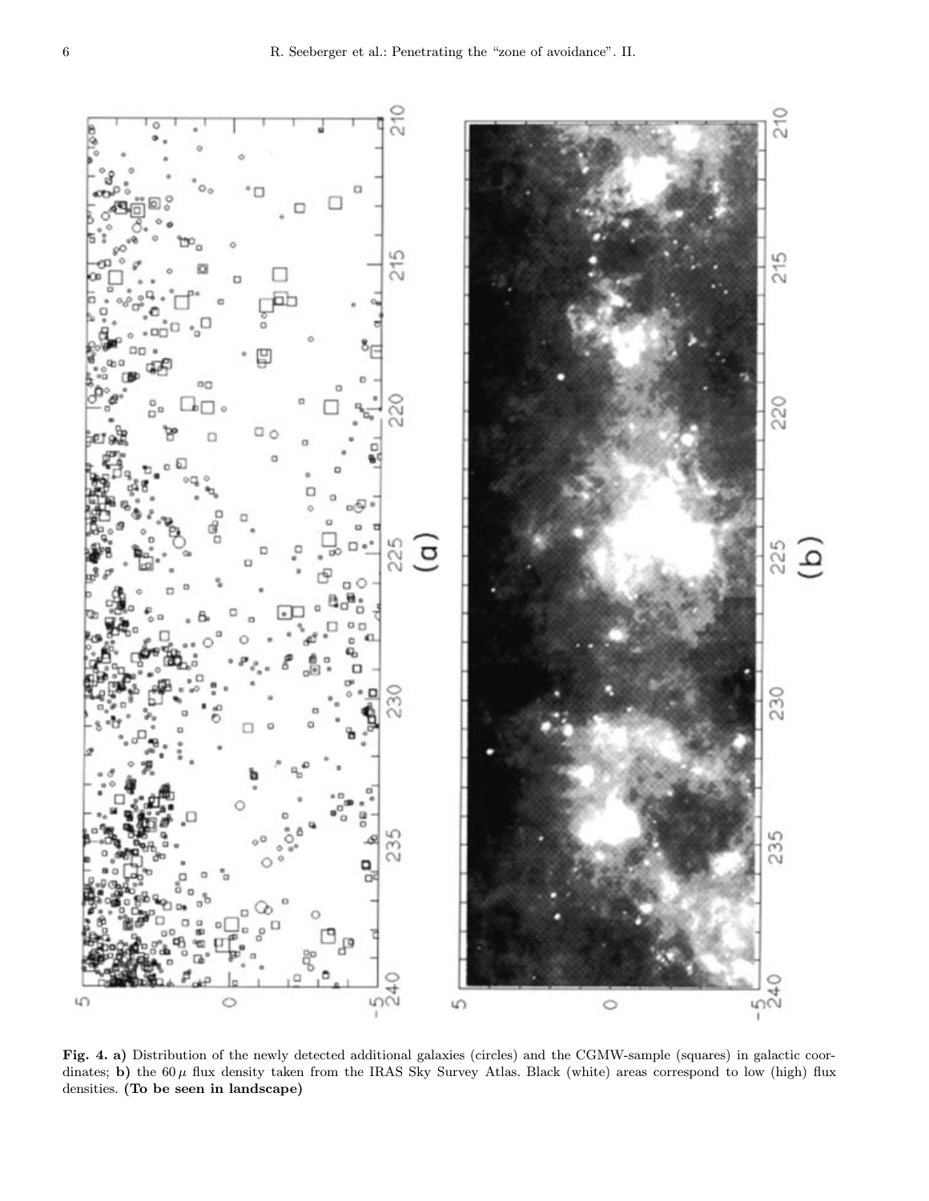**Fig. 4. a)** Distribution of the newly detected additional galaxies (circles) and the CGMW-sample (squares) in galactic coordinates; **b)** the $60\,\mu$ flux density taken from the IRAS Sky Survey Atlas. Black (white) areas correspond to low (high) flux densities. **(To be seen in landscape)**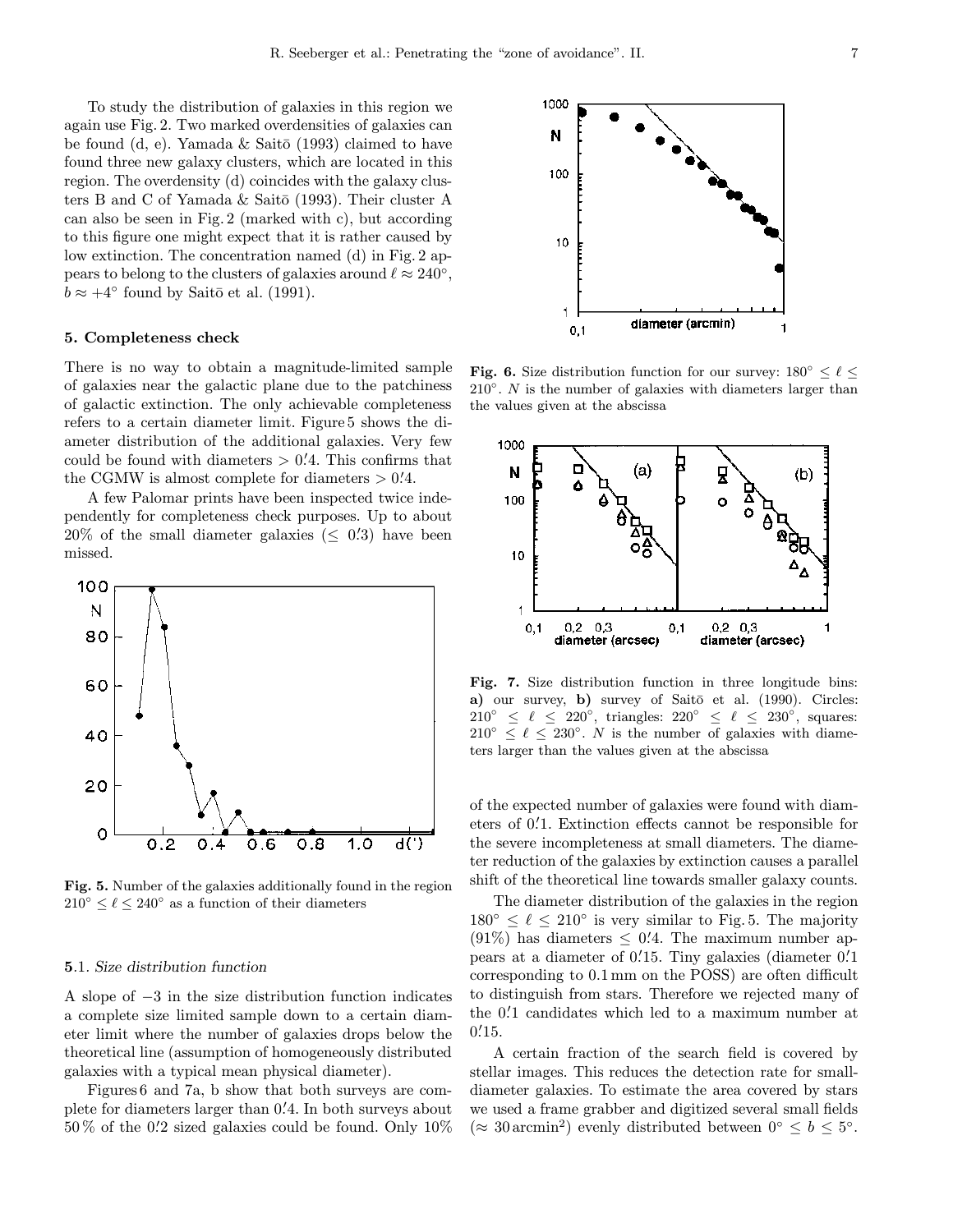To study the distribution of galaxies in this region we again use Fig. 2. Two marked overdensities of galaxies can be found (d, e). Yamada & Saitō (1993) claimed to have found three new galaxy clusters, which are located in this region. The overdensity (d) coincides with the galaxy clusters B and C of Yamada & Saitō (1993). Their cluster A can also be seen in Fig. 2 (marked with c), but according to this figure one might expect that it is rather caused by low extinction. The concentration named (d) in Fig. 2 appears to belong to the clusters of galaxies around $\ell \approx 240^\circ$, $b \approx +4^\circ$ found by Saitō et al. (1991).

### 5. Completeness check

There is no way to obtain a magnitude-limited sample of galaxies near the galactic plane due to the patchiness of galactic extinction. The only achievable completeness refers to a certain diameter limit. Figure 5 shows the diameter distribution of the additional galaxies. Very few could be found with diameters $> 0\rlap{.}'4$. This confirms that the CGMW is almost complete for diameters $> 0\rlap{.}'4$.

A few Palomar prints have been inspected twice independently for completeness check purposes. Up to about 20% of the small diameter galaxies ($\leq 0\rlap{.}'3$) have been missed.

**Fig. 5.** Number of the galaxies additionally found in the region $210^\circ \leq \ell \leq 240^\circ$ as a function of their diameters

#### 5.1. *Size distribution function*

A slope of $-3$ in the size distribution function indicates a complete size limited sample down to a certain diameter limit where the number of galaxies drops below the theoretical line (assumption of homogeneously distributed galaxies with a typical mean physical diameter).

Figures 6 and 7a, b show that both surveys are complete for diameters larger than $0\rlap{.}'4$. In both surveys about 50 % of the $0\rlap{.}'2$ sized galaxies could be found. Only 10% of the expected number of galaxies were found with diameters of $0\rlap{.}'1$. Extinction effects cannot be responsible for the severe incompleteness at small diameters. The diameter reduction of the galaxies by extinction causes a parallel shift of the theoretical line towards smaller galaxy counts.

**Fig. 6.** Size distribution function for our survey: $180^\circ \leq \ell \leq 210^\circ$. $N$ is the number of galaxies with diameters larger than the values given at the abscissa

**Fig. 7.** Size distribution function in three longitude bins: **a)** our survey, **b)** survey of Saitō et al. (1990). Circles: $210^\circ \leq \ell \leq 220^\circ$, triangles: $220^\circ \leq \ell \leq 230^\circ$, squares: $210^\circ \leq \ell \leq 230^\circ$. $N$ is the number of galaxies with diameters larger than the values given at the abscissa

The diameter distribution of the galaxies in the region $180^\circ \leq \ell \leq 210^\circ$ is very similar to Fig. 5. The majority (91%) has diameters $\leq 0\rlap{.}'4$. The maximum number appears at a diameter of $0\rlap{.}'15$. Tiny galaxies (diameter $0\rlap{.}'1$ corresponding to 0.1 mm on the POSS) are often difficult to distinguish from stars. Therefore we rejected many of the $0\rlap{.}'1$ candidates which led to a maximum number at $0\rlap{.}'15$.

A certain fraction of the search field is covered by stellar images. This reduces the detection rate for small-diameter galaxies. To estimate the area covered by stars we used a frame grabber and digitized several small fields ($\approx 30\,\mathrm{arcmin}^2$) evenly distributed between $0^\circ \leq b \leq 5^\circ$.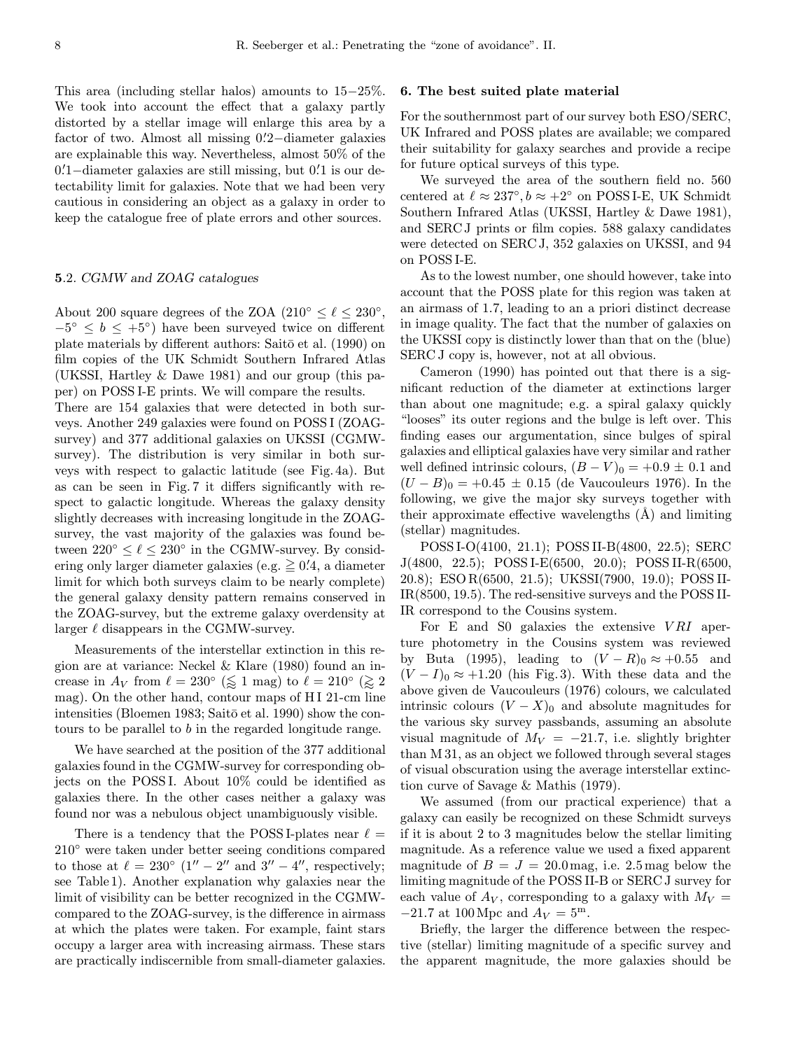This area (including stellar halos) amounts to 15−25%. We took into account the effect that a galaxy partly distorted by a stellar image will enlarge this area by a factor of two. Almost all missing $0\farcm2$−diameter galaxies are explainable this way. Nevertheless, almost 50% of the $0\farcm1$−diameter galaxies are still missing, but $0\farcm1$ is our detectability limit for galaxies. Note that we had been very cautious in considering an object as a galaxy in order to keep the catalogue free of plate errors and other sources.

### 5.2. *CGMW and ZOAG catalogues*

About 200 square degrees of the ZOA ($210^\circ \leq \ell \leq 230^\circ$, $-5^\circ \leq b \leq +5^\circ$) have been surveyed twice on different plate materials by different authors: Saitō et al. (1990) on film copies of the UK Schmidt Southern Infrared Atlas (UKSSI, Hartley & Dawe 1981) and our group (this paper) on POSS I-E prints. We will compare the results.

There are 154 galaxies that were detected in both surveys. Another 249 galaxies were found on POSS I (ZOAG-survey) and 377 additional galaxies on UKSSI (CGMW-survey). The distribution is very similar in both surveys with respect to galactic latitude (see Fig. 4a). But as can be seen in Fig. 7 it differs significantly with respect to galactic longitude. Whereas the galaxy density slightly decreases with increasing longitude in the ZOAG-survey, the vast majority of the galaxies was found between $220^\circ \leq \ell \leq 230^\circ$ in the CGMW-survey. By considering only larger diameter galaxies (e.g. $\geqq 0\farcm4$, a diameter limit for which both surveys claim to be nearly complete) the general galaxy density pattern remains conserved in the ZOAG-survey, but the extreme galaxy overdensity at larger $\ell$ disappears in the CGMW-survey.

Measurements of the interstellar extinction in this region are at variance: Neckel & Klare (1980) found an increase in $A_V$ from $\ell = 230^\circ$ ($\lessapprox 1$ mag) to $\ell = 210^\circ$ ($\gtrapprox 2$ mag). On the other hand, contour maps of H I 21-cm line intensities (Bloemen 1983; Saitō et al. 1990) show the contours to be parallel to $b$ in the regarded longitude range.

We have searched at the position of the 377 additional galaxies found in the CGMW-survey for corresponding objects on the POSS I. About 10% could be identified as galaxies there. In the other cases neither a galaxy was found nor was a nebulous object unambiguously visible.

There is a tendency that the POSS I-plates near $\ell = 210^\circ$ were taken under better seeing conditions compared to those at $\ell = 230^\circ$ ($1'' - 2''$ and $3'' - 4''$, respectively; see Table 1). Another explanation why galaxies near the limit of visibility can be better recognized in the CGMW-compared to the ZOAG-survey, is the difference in airmass at which the plates were taken. For example, faint stars occupy a larger area with increasing airmass. These stars are practically indiscernible from small-diameter galaxies.

## 6. The best suited plate material

For the southernmost part of our survey both ESO/SERC, UK Infrared and POSS plates are available; we compared their suitability for galaxy searches and provide a recipe for future optical surveys of this type.

We surveyed the area of the southern field no. 560 centered at $\ell \approx 237^\circ, b \approx +2^\circ$ on POSS I-E, UK Schmidt Southern Infrared Atlas (UKSSI, Hartley & Dawe 1981), and SERC J prints or film copies. 588 galaxy candidates were detected on SERC J, 352 galaxies on UKSSI, and 94 on POSS I-E.

As to the lowest number, one should however, take into account that the POSS plate for this region was taken at an airmass of 1.7, leading to an a priori distinct decrease in image quality. The fact that the number of galaxies on the UKSSI copy is distinctly lower than that on the (blue) SERC J copy is, however, not at all obvious.

Cameron (1990) has pointed out that there is a significant reduction of the diameter at extinctions larger than about one magnitude; e.g. a spiral galaxy quickly "looses" its outer regions and the bulge is left over. This finding eases our argumentation, since bulges of spiral galaxies and elliptical galaxies have very similar and rather well defined intrinsic colours, $(B-V)_0 = +0.9 \pm 0.1$ and $(U-B)_0 = +0.45 \pm 0.15$ (de Vaucouleurs 1976). In the following, we give the major sky surveys together with their approximate effective wavelengths (Å) and limiting (stellar) magnitudes.

POSS I-O(4100, 21.1); POSS II-B(4800, 22.5); SERC J(4800, 22.5); POSS I-E(6500, 20.0); POSS II-R(6500, 20.8); ESO R(6500, 21.5); UKSSI(7900, 19.0); POSS II-IR(8500, 19.5). The red-sensitive surveys and the POSS II-IR correspond to the Cousins system.

For E and S0 galaxies the extensive $VRI$ aperture photometry in the Cousins system was reviewed by Buta (1995), leading to $(V-R)_0 \approx +0.55$ and $(V-I)_0 \approx +1.20$ (his Fig. 3). With these data and the above given de Vaucouleurs (1976) colours, we calculated intrinsic colours $(V-X)_0$ and absolute magnitudes for the various sky survey passbands, assuming an absolute visual magnitude of $M_V = -21.7$, i.e. slightly brighter than M 31, as an object we followed through several stages of visual obscuration using the average interstellar extinction curve of Savage & Mathis (1979).

We assumed (from our practical experience) that a galaxy can easily be recognized on these Schmidt surveys if it is about 2 to 3 magnitudes below the stellar limiting magnitude. As a reference value we used a fixed apparent magnitude of $B = J = 20.0$ mag, i.e. 2.5 mag below the limiting magnitude of the POSS II-B or SERC J survey for each value of $A_V$, corresponding to a galaxy with $M_V = -21.7$ at 100 Mpc and $A_V = 5^{\rm m}$.

Briefly, the larger the difference between the respective (stellar) limiting magnitude of a specific survey and the apparent magnitude, the more galaxies should be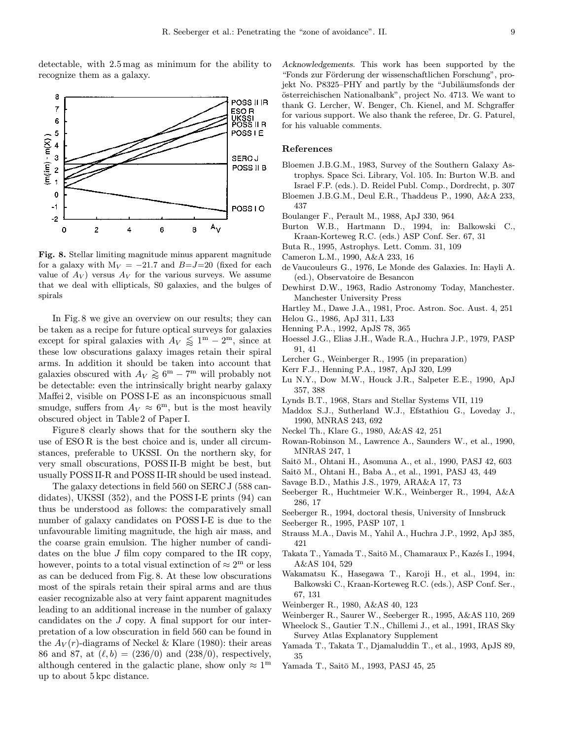detectable, with 2.5 mag as minimum for the ability to recognize them as a galaxy.

**Fig. 8.** Stellar limiting magnitude minus apparent magnitude for a galaxy with $M_V = -21.7$ and $B$=$J$=20 (fixed for each value of $A_V$) versus $A_V$ for the various surveys. We assume that we deal with ellipticals, S0 galaxies, and the bulges of spirals

In Fig. 8 we give an overview on our results; they can be taken as a recipe for future optical surveys for galaxies except for spiral galaxies with $A_V \lessapprox 1^{\rm m} - 2^{\rm m}$, since at these low obscurations galaxy images retain their spiral arms. In addition it should be taken into account that galaxies obscured with $A_V \gtrapprox 6^{\rm m} - 7^{\rm m}$ will probably not be detectable: even the intrinsically bright nearby galaxy Maffei 2, visible on POSS I-E as an inconspicuous small smudge, suffers from $A_V \approx 6^{\rm m}$, but is the most heavily obscured object in Table 2 of Paper I.

Figure 8 clearly shows that for the southern sky the use of ESO R is the best choice and is, under all circumstances, preferable to UKSSI. On the northern sky, for very small obscurations, POSS II-B might be best, but usually POSS II-R and POSS II-IR should be used instead.

The galaxy detections in field 560 on SERC J (588 candidates), UKSSI (352), and the POSS I-E prints (94) can thus be understood as follows: the comparatively small number of galaxy candidates on POSS I-E is due to the unfavourable limiting magnitude, the high air mass, and the coarse grain emulsion. The higher number of candidates on the blue $J$ film copy compared to the IR copy, however, points to a total visual extinction of $\approx 2^{\rm m}$ or less as can be deduced from Fig. 8. At these low obscurations most of the spirals retain their spiral arms and are thus easier recognizable also at very faint apparent magnitudes leading to an additional increase in the number of galaxy candidates on the $J$ copy. A final support for our interpretation of a low obscuration in field 560 can be found in the $A_V(r)$-diagrams of Neckel & Klare (1980): their areas 86 and 87, at $(\ell, b)$ = (236/0) and (238/0), respectively, although centered in the galactic plane, show only $\approx 1^{\rm m}$ up to about 5 kpc distance.

*Acknowledgements.* This work has been supported by the "Fonds zur Förderung der wissenschaftlichen Forschung", projekt No. P8325–PHY and partly by the "Jubiläumsfonds der österreichischen Nationalbank", project No. 4713. We want to thank G. Lercher, W. Benger, Ch. Kienel, and M. Schgraffer for various support. We also thank the referee, Dr. G. Paturel, for his valuable comments.

## References

- Bloemen J.B.G.M., 1983, Survey of the Southern Galaxy Astrophys. Space Sci. Library, Vol. 105. In: Burton W.B. and Israel F.P. (eds.). D. Reidel Publ. Comp., Dordrecht, p. 307
- Bloemen J.B.G.M., Deul E.R., Thaddeus P., 1990, A&A 233, 437
- Boulanger F., Perault M., 1988, ApJ 330, 964
- Burton W.B., Hartmann D., 1994, in: Balkowski C., Kraan-Korteweg R.C. (eds.) ASP Conf. Ser. 67, 31
- Buta R., 1995, Astrophys. Lett. Comm. 31, 109
- Cameron L.M., 1990, A&A 233, 16
- de Vaucouleurs G., 1976, Le Monde des Galaxies. In: Hayli A. (ed.), Observatoire de Besancon
- Dewhirst D.W., 1963, Radio Astronomy Today, Manchester. Manchester University Press
- Hartley M., Dawe J.A., 1981, Proc. Astron. Soc. Aust. 4, 251
- Helou G., 1986, ApJ 311, L33
- Henning P.A., 1992, ApJS 78, 365
- Hoessel J.G., Elias J.H., Wade R.A., Huchra J.P., 1979, PASP 91, 41
- Lercher G., Weinberger R., 1995 (in preparation)
- Kerr F.J., Henning P.A., 1987, ApJ 320, L99
- Lu N.Y., Dow M.W., Houck J.R., Salpeter E.E., 1990, ApJ 357, 388
- Lynds B.T., 1968, Stars and Stellar Systems VII, 119
- Maddox S.J., Sutherland W.J., Efstathiou G., Loveday J., 1990, MNRAS 243, 692
- Neckel Th., Klare G., 1980, A&AS 42, 251
- Rowan-Robinson M., Lawrence A., Saunders W., et al., 1990, MNRAS 247, 1
- Saitō M., Ohtani H., Asomuna A., et al., 1990, PASJ 42, 603
- Saitō M., Ohtani H., Baba A., et al., 1991, PASJ 43, 449
- Savage B.D., Mathis J.S., 1979, ARA&A 17, 73
- Seeberger R., Huchtmeier W.K., Weinberger R., 1994, A&A 286, 17
- Seeberger R., 1994, doctoral thesis, University of Innsbruck
- Seeberger R., 1995, PASP 107, 1
- Strauss M.A., Davis M., Yahil A., Huchra J.P., 1992, ApJ 385, 421
- Takata T., Yamada T., Saitō M., Chamaraux P., Kazés I., 1994, A&AS 104, 529
- Wakamatsu K., Hasegawa T., Karoji H., et al., 1994, in: Balkowski C., Kraan-Korteweg R.C. (eds.), ASP Conf. Ser., 67, 131
- Weinberger R., 1980, A&AS 40, 123
- Weinberger R., Saurer W., Seeberger R., 1995, A&AS 110, 269
- Wheelock S., Gautier T.N., Chillemi J., et al., 1991, IRAS Sky Survey Atlas Explanatory Supplement
- Yamada T., Takata T., Djamaluddin T., et al., 1993, ApJS 89, 35
- Yamada T., Saitō M., 1993, PASJ 45, 25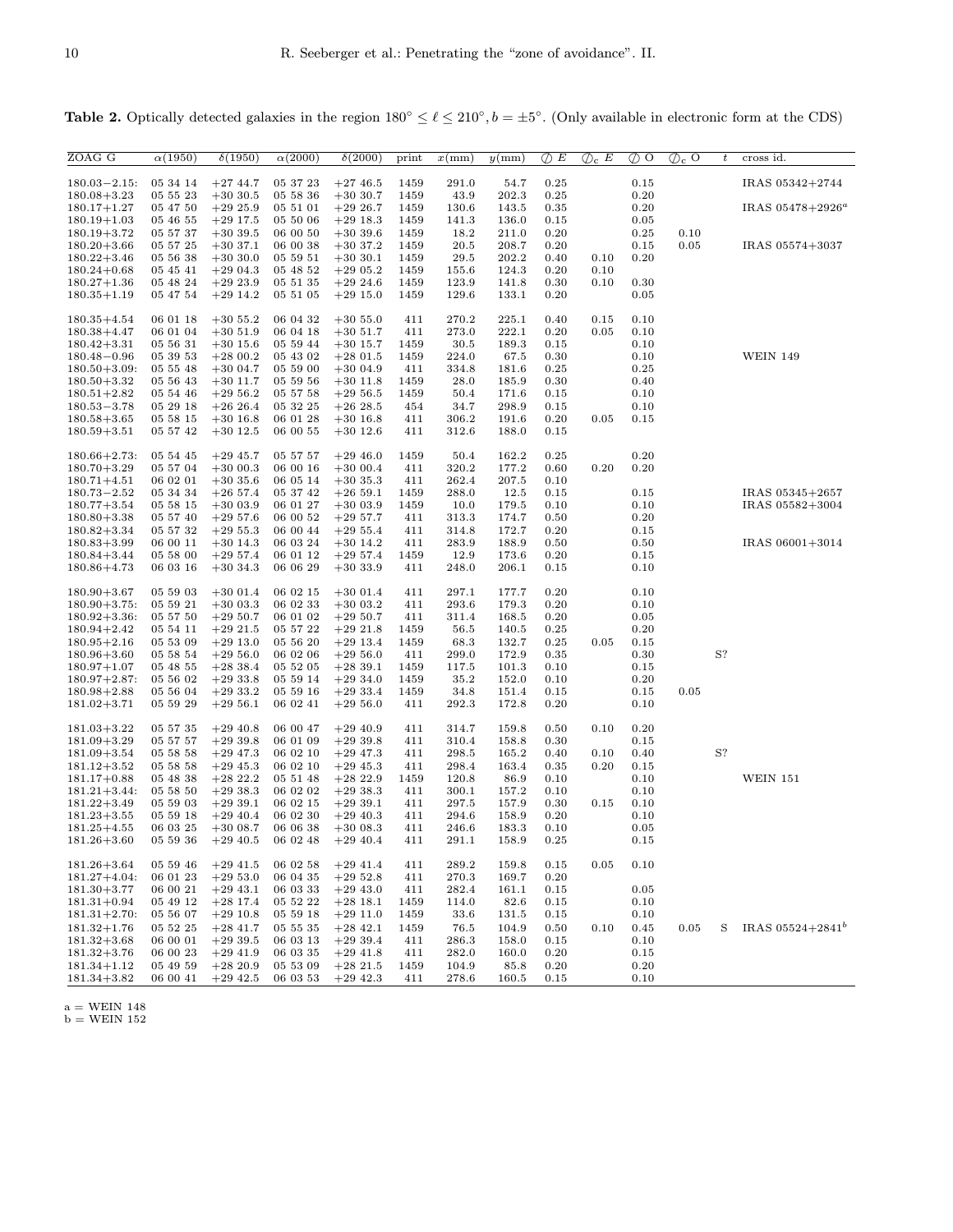**Table 2.** Optically detected galaxies in the region $180^\circ \leq \ell \leq 210^\circ, b = \pm 5^\circ$. (Only available in electronic form at the CDS)

| ZOAG G | α(1950) | δ(1950) | α(2000) | δ(2000) | print | x(mm) | y(mm) | ⌀ E | ⌀c E | ⌀ O | ⌀c O | t | cross id. |
|---|---|---|---|---|---|---|---|---|---|---|---|---|---|
| 180.03−2.15: | 05 34 14 | +27 44.7 | 05 37 23 | +27 46.5 | 1459 | 291.0 | 54.7 | 0.25 | | 0.15 | | | IRAS 05342+2744 |
| 180.08+3.23 | 05 55 23 | +30 30.5 | 05 58 36 | +30 30.7 | 1459 | 43.9 | 202.3 | 0.25 | | 0.20 | | | |
| 180.17+1.27 | 05 47 50 | +29 25.9 | 05 51 01 | +29 26.7 | 1459 | 130.6 | 143.5 | 0.35 | | 0.20 | | | IRAS 05478+2926[a] |
| 180.19+1.03 | 05 46 55 | +29 17.5 | 05 50 06 | +29 18.3 | 1459 | 141.3 | 136.0 | 0.15 | | 0.05 | | | |
| 180.19+3.72 | 05 57 37 | +30 39.5 | 06 00 50 | +30 39.6 | 1459 | 18.2 | 211.0 | 0.20 | | 0.25 | 0.10 | | |
| 180.20+3.66 | 05 57 25 | +30 37.1 | 06 00 38 | +30 37.2 | 1459 | 20.5 | 208.7 | 0.20 | | 0.15 | 0.05 | | IRAS 05574+3037 |
| 180.22+3.46 | 05 56 38 | +30 30.0 | 05 59 51 | +30 30.1 | 1459 | 29.5 | 202.2 | 0.40 | 0.10 | 0.20 | | | |
| 180.24+0.68 | 05 45 41 | +29 04.3 | 05 48 52 | +29 05.2 | 1459 | 155.6 | 124.3 | 0.20 | 0.10 | | | | |
| 180.27+1.36 | 05 48 24 | +29 23.9 | 05 51 35 | +29 24.6 | 1459 | 123.9 | 141.8 | 0.30 | 0.10 | 0.30 | | | |
| 180.35+1.19 | 05 47 54 | +29 14.2 | 05 51 05 | +29 15.0 | 1459 | 129.6 | 133.1 | 0.20 | | 0.05 | | | |
| 180.35+4.54 | 06 01 18 | +30 55.2 | 06 04 32 | +30 55.0 | 411 | 270.2 | 225.1 | 0.40 | 0.15 | 0.10 | | | |
| 180.38+4.47 | 06 01 04 | +30 51.9 | 06 04 18 | +30 51.7 | 411 | 273.0 | 222.1 | 0.20 | 0.05 | 0.10 | | | |
| 180.42+3.31 | 05 56 31 | +30 15.6 | 05 59 44 | +30 15.7 | 1459 | 30.5 | 189.3 | 0.15 | | 0.10 | | | |
| 180.48−0.96 | 05 39 53 | +28 00.2 | 05 43 02 | +28 01.5 | 1459 | 224.0 | 67.5 | 0.30 | | 0.10 | | | WEIN 149 |
| 180.50+3.09: | 05 55 48 | +30 04.7 | 05 59 00 | +30 04.9 | 411 | 334.8 | 181.6 | 0.25 | | 0.25 | | | |
| 180.50+3.32 | 05 56 43 | +30 11.7 | 05 59 56 | +30 11.8 | 1459 | 28.0 | 185.9 | 0.30 | | 0.40 | | | |
| 180.51+2.82 | 05 54 46 | +29 56.2 | 05 57 58 | +29 56.5 | 1459 | 50.4 | 171.6 | 0.15 | | 0.10 | | | |
| 180.53−3.78 | 05 29 18 | +26 26.4 | 05 32 25 | +26 28.5 | 454 | 34.7 | 298.9 | 0.15 | | 0.10 | | | |
| 180.58+3.65 | 05 58 15 | +30 16.8 | 06 01 28 | +30 16.8 | 411 | 306.2 | 191.6 | 0.20 | 0.05 | 0.15 | | | |
| 180.59+3.51 | 05 57 42 | +30 12.5 | 06 00 55 | +30 12.6 | 411 | 312.6 | 188.0 | 0.15 | | | | | |
| 180.66+2.73: | 05 54 45 | +29 45.7 | 05 57 57 | +29 46.0 | 1459 | 50.4 | 162.2 | 0.25 | | 0.20 | | | |
| 180.70+3.29 | 05 57 04 | +30 00.3 | 06 00 16 | +30 00.4 | 411 | 320.2 | 177.2 | 0.60 | 0.20 | 0.20 | | | |
| 180.71+4.51 | 06 02 01 | +30 35.6 | 06 05 14 | +30 35.3 | 411 | 262.4 | 207.5 | 0.10 | | | | | |
| 180.73−2.52 | 05 34 34 | +26 57.4 | 05 37 42 | +26 59.1 | 1459 | 288.0 | 12.5 | 0.15 | | 0.15 | | | IRAS 05345+2657 |
| 180.77+3.54 | 05 58 15 | +30 03.9 | 06 01 27 | +30 03.9 | 1459 | 10.0 | 179.5 | 0.10 | | 0.10 | | | IRAS 05582+3004 |
| 180.80+3.38 | 05 57 40 | +29 57.6 | 06 00 52 | +29 57.7 | 411 | 313.3 | 174.7 | 0.50 | | 0.20 | | | |
| 180.82+3.34 | 05 57 32 | +29 55.3 | 06 00 44 | +29 55.4 | 411 | 314.8 | 172.7 | 0.20 | | 0.15 | | | |
| 180.83+3.99 | 06 00 11 | +30 14.3 | 06 03 24 | +30 14.2 | 411 | 283.9 | 188.9 | 0.50 | | 0.50 | | | IRAS 06001+3014 |
| 180.84+3.44 | 05 58 00 | +29 57.4 | 06 01 12 | +29 57.4 | 1459 | 12.9 | 173.6 | 0.20 | | 0.15 | | | |
| 180.86+4.73 | 06 03 16 | +30 34.3 | 06 06 29 | +30 33.9 | 411 | 248.0 | 206.1 | 0.15 | | 0.10 | | | |
| 180.90+3.67 | 05 59 03 | +30 01.4 | 06 02 15 | +30 01.4 | 411 | 297.1 | 177.7 | 0.20 | | 0.10 | | | |
| 180.90+3.75: | 05 59 21 | +30 03.3 | 06 02 33 | +30 03.2 | 411 | 293.6 | 179.3 | 0.20 | | 0.10 | | | |
| 180.92+3.36: | 05 57 50 | +29 50.7 | 06 01 02 | +29 50.7 | 411 | 311.4 | 168.5 | 0.20 | | 0.05 | | | |
| 180.94+2.42 | 05 54 11 | +29 21.5 | 05 57 22 | +29 21.8 | 1459 | 56.5 | 140.5 | 0.25 | | 0.20 | | | |
| 180.95+2.16 | 05 53 09 | +29 13.0 | 05 56 20 | +29 13.4 | 1459 | 68.3 | 132.7 | 0.25 | 0.05 | 0.15 | | | |
| 180.96+3.60 | 05 58 54 | +29 56.0 | 06 02 06 | +29 56.0 | 411 | 299.0 | 172.9 | 0.35 | | 0.30 | | S? | |
| 180.97+1.07 | 05 48 55 | +28 38.4 | 05 52 05 | +28 39.1 | 1459 | 117.5 | 101.3 | 0.10 | | 0.15 | | | |
| 180.97+2.87: | 05 56 02 | +29 33.8 | 05 59 14 | +29 34.0 | 1459 | 35.2 | 152.0 | 0.10 | | 0.20 | | | |
| 180.98+2.88 | 05 56 04 | +29 33.2 | 05 59 16 | +29 33.4 | 1459 | 34.8 | 151.4 | 0.15 | | 0.15 | 0.05 | | |
| 181.02+3.71 | 05 59 29 | +29 56.1 | 06 02 41 | +29 56.0 | 411 | 292.3 | 172.8 | 0.20 | | 0.10 | | | |
| 181.03+3.22 | 05 57 35 | +29 40.8 | 06 00 47 | +29 40.9 | 411 | 314.7 | 159.8 | 0.50 | 0.10 | 0.20 | | | |
| 181.09+3.29 | 05 57 57 | +29 39.8 | 06 01 09 | +29 39.8 | 411 | 310.4 | 158.8 | 0.30 | | 0.15 | | | |
| 181.09+3.54 | 05 58 58 | +29 47.3 | 06 02 10 | +29 47.3 | 411 | 298.5 | 165.2 | 0.40 | 0.10 | 0.40 | | S? | |
| 181.12+3.52 | 05 58 58 | +29 45.3 | 06 02 10 | +29 45.3 | 411 | 298.4 | 163.4 | 0.35 | 0.20 | 0.15 | | | |
| 181.17+0.88 | 05 48 38 | +28 22.2 | 05 51 48 | +28 22.9 | 1459 | 120.8 | 86.9 | 0.10 | | 0.10 | | | WEIN 151 |
| 181.21+3.44: | 05 58 50 | +29 38.3 | 06 02 02 | +29 38.3 | 411 | 300.1 | 157.2 | 0.10 | | 0.10 | | | |
| 181.22+3.49 | 05 59 03 | +29 39.1 | 06 02 15 | +29 39.1 | 411 | 297.5 | 157.9 | 0.30 | 0.15 | 0.10 | | | |
| 181.23+3.55 | 05 59 18 | +29 40.4 | 06 02 30 | +29 40.3 | 411 | 294.6 | 158.9 | 0.20 | | 0.10 | | | |
| 181.25+4.55 | 06 03 25 | +30 08.7 | 06 06 38 | +30 08.3 | 411 | 246.6 | 183.3 | 0.10 | | 0.05 | | | |
| 181.26+3.60 | 05 59 36 | +29 40.5 | 06 02 48 | +29 40.4 | 411 | 291.1 | 158.9 | 0.25 | | 0.15 | | | |
| 181.26+3.64 | 05 59 46 | +29 41.5 | 06 02 58 | +29 41.4 | 411 | 289.2 | 159.8 | 0.15 | 0.05 | 0.10 | | | |
| 181.27+4.04: | 06 01 23 | +29 53.0 | 06 04 35 | +29 52.8 | 411 | 270.3 | 169.7 | 0.20 | | | | | |
| 181.30+3.77 | 06 00 21 | +29 43.1 | 06 03 33 | +29 43.0 | 411 | 282.4 | 161.1 | 0.15 | | 0.05 | | | |
| 181.31+0.94 | 05 49 12 | +28 17.4 | 05 52 22 | +28 18.1 | 1459 | 114.0 | 82.6 | 0.15 | | 0.10 | | | |
| 181.31+2.70: | 05 56 07 | +29 10.8 | 05 59 18 | +29 11.0 | 1459 | 33.6 | 131.5 | 0.15 | | 0.10 | | | |
| 181.32+1.76 | 05 52 25 | +28 41.7 | 05 55 35 | +28 42.1 | 1459 | 76.5 | 104.9 | 0.50 | 0.10 | 0.45 | 0.05 | S | IRAS 05524+2841[b] |
| 181.32+3.68 | 06 00 01 | +29 39.5 | 06 03 13 | +29 39.4 | 411 | 286.3 | 158.0 | 0.15 | | 0.10 | | | |
| 181.32+3.76 | 06 00 23 | +29 41.9 | 06 03 35 | +29 41.8 | 411 | 282.0 | 160.0 | 0.20 | | 0.15 | | | |
| 181.34+1.12 | 05 49 59 | +28 20.9 | 05 53 09 | +28 21.5 | 1459 | 104.9 | 85.8 | 0.20 | | 0.20 | | | |
| 181.34+3.82 | 06 00 41 | +29 42.5 | 06 03 53 | +29 42.3 | 411 | 278.6 | 160.5 | 0.15 | | 0.10 | | | |

a = WEIN 148
b = WEIN 152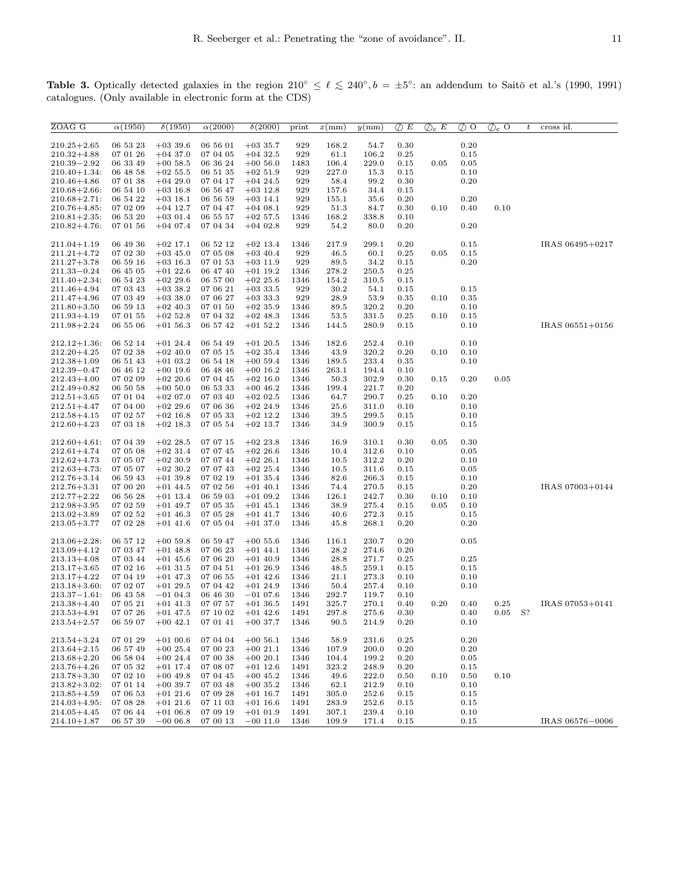**Table 3.** Optically detected galaxies in the region $210^\circ \leq \ell \lesssim 240^\circ, b = \pm 5^\circ$: an addendum to Saitō et al.'s (1990, 1991) catalogues. (Only available in electronic form at the CDS)

| ZOAG G | $\alpha(1950)$ | $\delta(1950)$ | $\alpha(2000)$ | $\delta(2000)$ | print | $x$(mm) | $y$(mm) | $⌀\ E$ | $⌀_c\ E$ | $⌀$ O | $⌀_c$ O | $t$ | cross id. |
|---|---|---|---|---|---|---|---|---|---|---|---|---|---|
| 210.25+2.65 | 06 53 23 | +03 39.6 | 06 56 01 | +03 35.7 | 929 | 168.2 | 54.7 | 0.30 | | 0.20 | | | |
| 210.32+4.88 | 07 01 26 | +04 37.0 | 07 04 05 | +04 32.5 | 929 | 61.1 | 106.2 | 0.25 | | 0.15 | | | |
| 210.39−2.92 | 06 33 49 | +00 58.5 | 06 36 24 | +00 56.0 | 1483 | 106.4 | 229.0 | 0.15 | 0.05 | 0.05 | | | |
| 210.40+1.34: | 06 48 58 | +02 55.5 | 06 51 35 | +02 51.9 | 929 | 227.0 | 15.3 | 0.15 | | 0.10 | | | |
| 210.46+4.86 | 07 01 38 | +04 29.0 | 07 04 17 | +04 24.5 | 929 | 58.4 | 99.2 | 0.30 | | 0.20 | | | |
| 210.68+2.66: | 06 54 10 | +03 16.8 | 06 56 47 | +03 12.8 | 929 | 157.6 | 34.4 | 0.15 | | | | | |
| 210.68+2.71: | 06 54 22 | +03 18.1 | 06 56 59 | +03 14.1 | 929 | 155.1 | 35.6 | 0.20 | | 0.20 | | | |
| 210.76+4.85: | 07 02 09 | +04 12.7 | 07 04 47 | +04 08.1 | 929 | 51.3 | 84.7 | 0.30 | 0.10 | 0.40 | 0.10 | | |
| 210.81+2.35: | 06 53 20 | +03 01.4 | 06 55 57 | +02 57.5 | 1346 | 168.2 | 338.8 | 0.10 | | | | | |
| 210.82+4.76: | 07 01 56 | +04 07.4 | 07 04 34 | +04 02.8 | 929 | 54.2 | 80.0 | 0.20 | | 0.20 | | | |
| 211.04+1.19 | 06 49 36 | +02 17.1 | 06 52 12 | +02 13.4 | 1346 | 217.9 | 299.1 | 0.20 | | 0.15 | | | IRAS 06495+0217 |
| 211.21+4.72 | 07 02 30 | +03 45.0 | 07 05 08 | +03 40.4 | 929 | 46.5 | 60.1 | 0.25 | 0.05 | 0.15 | | | |
| 211.27+3.78 | 06 59 16 | +03 16.3 | 07 01 53 | +03 11.9 | 929 | 89.5 | 34.2 | 0.15 | | 0.20 | | | |
| 211.33−0.24 | 06 45 05 | +01 22.6 | 06 47 40 | +01 19.2 | 1346 | 278.2 | 250.5 | 0.25 | | | | | |
| 211.40+2.34: | 06 54 23 | +02 29.6 | 06 57 00 | +02 25.6 | 1346 | 154.2 | 310.5 | 0.15 | | | | | |
| 211.46+4.94 | 07 03 43 | +03 38.2 | 07 06 21 | +03 33.5 | 929 | 30.2 | 54.1 | 0.15 | | 0.15 | | | |
| 211.47+4.96 | 07 03 49 | +03 38.0 | 07 06 27 | +03 33.3 | 929 | 28.9 | 53.9 | 0.35 | 0.10 | 0.35 | | | |
| 211.80+3.50 | 06 59 13 | +02 40.3 | 07 01 50 | +02 35.9 | 1346 | 89.5 | 320.2 | 0.20 | | 0.10 | | | |
| 211.93+4.19 | 07 01 55 | +02 52.8 | 07 04 32 | +02 48.3 | 1346 | 53.5 | 331.5 | 0.25 | 0.10 | 0.15 | | | |
| 211.98+2.24 | 06 55 06 | +01 56.3 | 06 57 42 | +01 52.2 | 1346 | 144.5 | 280.9 | 0.15 | | 0.10 | | | IRAS 06551+0156 |
| 212.12+1.36: | 06 52 14 | +01 24.4 | 06 54 49 | +01 20.5 | 1346 | 182.6 | 252.4 | 0.10 | | 0.10 | | | |
| 212.20+4.25 | 07 02 38 | +02 40.0 | 07 05 15 | +02 35.4 | 1346 | 43.9 | 320.2 | 0.20 | 0.10 | 0.10 | | | |
| 212.38+1.09 | 06 51 43 | +01 03.2 | 06 54 18 | +00 59.4 | 1346 | 189.5 | 233.4 | 0.35 | | 0.10 | | | |
| 212.39−0.47 | 06 46 12 | +00 19.6 | 06 48 46 | +00 16.2 | 1346 | 263.1 | 194.4 | 0.10 | | | | | |
| 212.43+4.00 | 07 02 09 | +02 20.6 | 07 04 45 | +02 16.0 | 1346 | 50.3 | 302.9 | 0.30 | 0.15 | 0.20 | 0.05 | | |
| 212.49+0.82 | 06 50 58 | +00 50.0 | 06 53 33 | +00 46.2 | 1346 | 199.4 | 221.7 | 0.20 | | | | | |
| 212.51+3.65 | 07 01 04 | +02 07.0 | 07 03 40 | +02 02.5 | 1346 | 64.7 | 290.7 | 0.25 | 0.10 | 0.20 | | | |
| 212.51+4.47 | 07 04 00 | +02 29.6 | 07 06 36 | +02 24.9 | 1346 | 25.6 | 311.0 | 0.10 | | 0.10 | | | |
| 212.58+4.15 | 07 02 57 | +02 16.8 | 07 05 33 | +02 12.2 | 1346 | 39.5 | 299.5 | 0.15 | | 0.10 | | | |
| 212.60+4.23 | 07 03 18 | +02 18.3 | 07 05 54 | +02 13.7 | 1346 | 34.9 | 300.9 | 0.15 | | 0.15 | | | |
| 212.60+4.61: | 07 04 39 | +02 28.5 | 07 07 15 | +02 23.8 | 1346 | 16.9 | 310.1 | 0.30 | 0.05 | 0.30 | | | |
| 212.61+4.74 | 07 05 08 | +02 31.4 | 07 07 45 | +02 26.6 | 1346 | 10.4 | 312.6 | 0.10 | | 0.05 | | | |
| 212.62+4.73 | 07 05 07 | +02 30.9 | 07 07 44 | +02 26.1 | 1346 | 10.5 | 312.2 | 0.20 | | 0.10 | | | |
| 212.63+4.73: | 07 05 07 | +02 30.2 | 07 07 43 | +02 25.4 | 1346 | 10.5 | 311.6 | 0.15 | | 0.05 | | | |
| 212.76+3.14 | 06 59 43 | +01 39.8 | 07 02 19 | +01 35.4 | 1346 | 82.6 | 266.3 | 0.15 | | 0.10 | | | |
| 212.76+3.31 | 07 00 20 | +01 44.5 | 07 02 56 | +01 40.1 | 1346 | 74.4 | 270.5 | 0.15 | | 0.20 | | | IRAS 07003+0144 |
| 212.77+2.22 | 06 56 28 | +01 13.4 | 06 59 03 | +01 09.2 | 1346 | 126.1 | 242.7 | 0.30 | 0.10 | 0.10 | | | |
| 212.98+3.95 | 07 02 59 | +01 49.7 | 07 05 35 | +01 45.1 | 1346 | 38.9 | 275.4 | 0.15 | 0.05 | 0.10 | | | |
| 213.02+3.89 | 07 02 52 | +01 46.3 | 07 05 28 | +01 41.7 | 1346 | 40.6 | 272.3 | 0.15 | | 0.15 | | | |
| 213.05+3.77 | 07 02 28 | +01 41.6 | 07 05 04 | +01 37.0 | 1346 | 45.8 | 268.1 | 0.20 | | 0.20 | | | |
| 213.06+2.28: | 06 57 12 | +00 59.8 | 06 59 47 | +00 55.6 | 1346 | 116.1 | 230.7 | 0.20 | | 0.05 | | | |
| 213.09+4.12 | 07 03 47 | +01 48.8 | 07 06 23 | +01 44.1 | 1346 | 28.2 | 274.6 | 0.20 | | | | | |
| 213.13+4.08 | 07 03 44 | +01 45.6 | 07 06 20 | +01 40.9 | 1346 | 28.8 | 271.7 | 0.25 | | 0.25 | | | |
| 213.17+3.65 | 07 02 16 | +01 31.5 | 07 04 51 | +01 26.9 | 1346 | 48.5 | 259.1 | 0.15 | | 0.15 | | | |
| 213.17+4.22 | 07 04 19 | +01 47.3 | 07 06 55 | +01 42.6 | 1346 | 21.1 | 273.3 | 0.10 | | 0.10 | | | |
| 213.18+3.60: | 07 02 07 | +01 29.5 | 07 04 42 | +01 24.9 | 1346 | 50.4 | 257.4 | 0.10 | | 0.10 | | | |
| 213.37−1.61: | 06 43 58 | −01 04.3 | 06 46 30 | −01 07.6 | 1346 | 292.7 | 119.7 | 0.10 | | | | | |
| 213.38+4.40 | 07 05 21 | +01 41.3 | 07 07 57 | +01 36.5 | 1491 | 325.7 | 270.1 | 0.40 | 0.20 | 0.40 | 0.25 | | IRAS 07053+0141 |
| 213.53+4.91 | 07 07 26 | +01 47.5 | 07 10 02 | +01 42.6 | 1491 | 297.8 | 275.6 | 0.30 | | 0.40 | 0.05 | S? | |
| 213.54+2.57 | 06 59 07 | +00 42.1 | 07 01 41 | +00 37.7 | 1346 | 90.5 | 214.9 | 0.20 | | 0.10 | | | |
| 213.54+3.24 | 07 01 29 | +01 00.6 | 07 04 04 | +00 56.1 | 1346 | 58.9 | 231.6 | 0.25 | | 0.20 | | | |
| 213.64+2.15 | 06 57 49 | +00 25.4 | 07 00 23 | +00 21.1 | 1346 | 107.9 | 200.0 | 0.20 | | 0.20 | | | |
| 213.68+2.20 | 06 58 04 | +00 24.4 | 07 00 38 | +00 20.1 | 1346 | 104.4 | 199.2 | 0.20 | | 0.05 | | | |
| 213.76+4.26 | 07 05 32 | +01 17.4 | 07 08 07 | +01 12.6 | 1491 | 323.2 | 248.9 | 0.20 | | 0.15 | | | |
| 213.78+3.30 | 07 02 10 | +00 49.8 | 07 04 45 | +00 45.2 | 1346 | 49.6 | 222.0 | 0.50 | 0.10 | 0.50 | 0.10 | | |
| 213.82+3.02: | 07 01 14 | +00 39.7 | 07 03 48 | +00 35.2 | 1346 | 62.1 | 212.9 | 0.10 | | 0.10 | | | |
| 213.85+4.59 | 07 06 53 | +01 21.6 | 07 09 28 | +01 16.7 | 1491 | 305.0 | 252.6 | 0.15 | | 0.15 | | | |
| 214.03+4.95: | 07 08 28 | +01 21.6 | 07 11 03 | +01 16.6 | 1491 | 283.9 | 252.6 | 0.15 | | 0.15 | | | |
| 214.05+4.45 | 07 06 44 | +01 06.8 | 07 09 19 | +01 01.9 | 1491 | 307.1 | 239.4 | 0.10 | | 0.10 | | | |
| 214.10+1.87 | 06 57 39 | −00 06.8 | 07 00 13 | −00 11.0 | 1346 | 109.9 | 171.4 | 0.15 | | 0.15 | | | IRAS 06576−0006 |